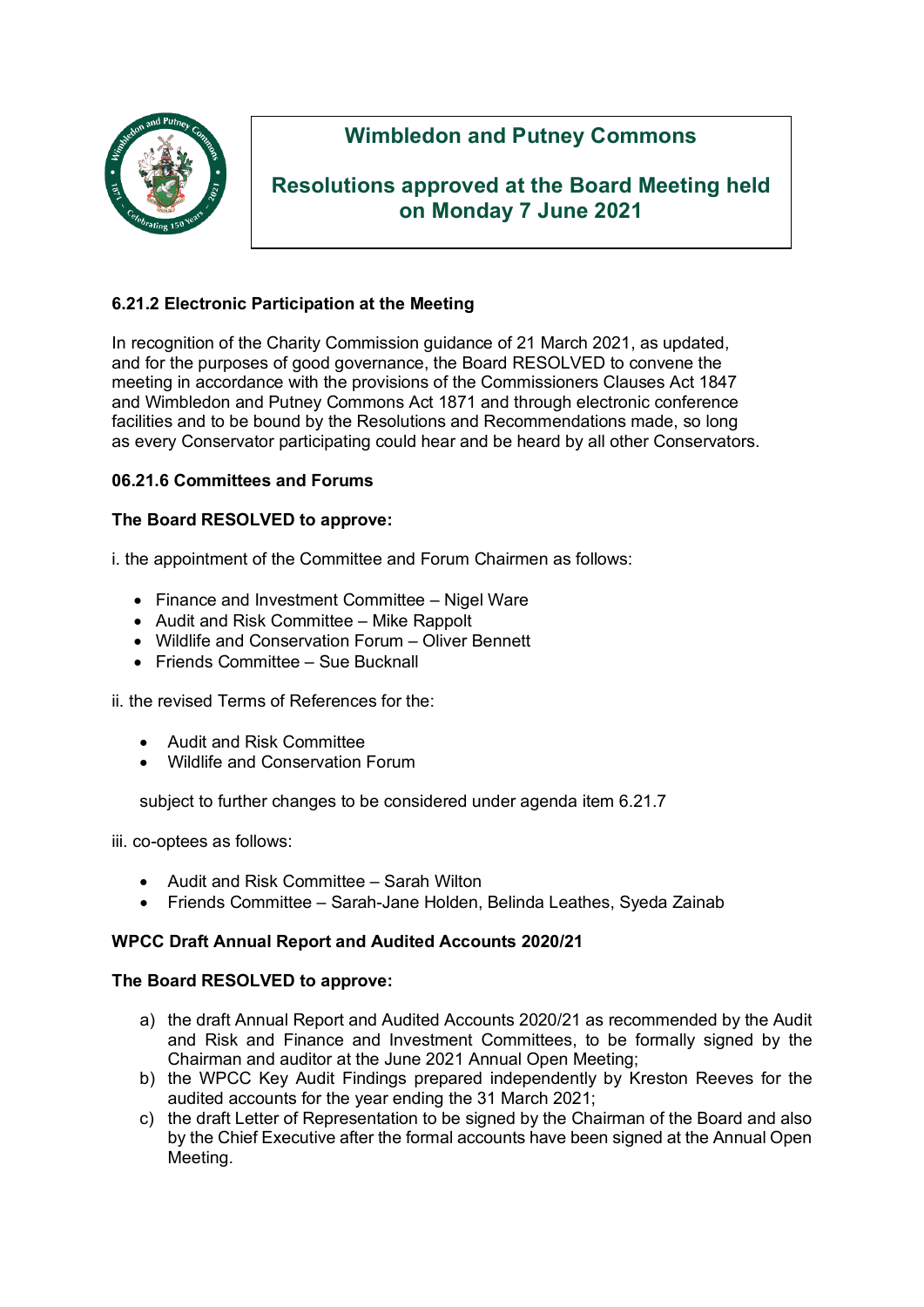# Wimbledon and Putney Commons

## Resolutions approved at the Board Meeting held on Monday 7 June 2021

**6.21.2 Electronic Participation at the Meeting**

In recognition of the Charity Commission guidance of 21 March 2021, as updated, and for the purposes of good governance, the Board RESOLVED to convene the meeting in accordance with the provisions of the Commissioners Clauses Act 1847 and Wimbledon and Putney Commons Act 1871 and through electronic conference facilities and to be bound by the Resolutions and Recommendations made, so long as every Conservator participating could hear and be heard by all other Conservators.

**06.21.6 Committees and Forums**

**The Board RESOLVED to approve:**

i. the appointment of the Committee and Forum Chairmen as follows:

- Finance and Investment Committee – Nigel Ware
- Audit and Risk Committee – Mike Rappolt
- Wildlife and Conservation Forum – Oliver Bennett
- Friends Committee – Sue Bucknall

ii. the revised Terms of References for the:

- Audit and Risk Committee
- Wildlife and Conservation Forum

subject to further changes to be considered under agenda item 6.21.7

iii. co-optees as follows:

- Audit and Risk Committee – Sarah Wilton
- Friends Committee – Sarah-Jane Holden, Belinda Leathes, Syeda Zainab

**WPCC Draft Annual Report and Audited Accounts 2020/21**

**The Board RESOLVED to approve:**

a) the draft Annual Report and Audited Accounts 2020/21 as recommended by the Audit and Risk and Finance and Investment Committees, to be formally signed by the Chairman and auditor at the June 2021 Annual Open Meeting;
b) the WPCC Key Audit Findings prepared independently by Kreston Reeves for the audited accounts for the year ending the 31 March 2021;
c) the draft Letter of Representation to be signed by the Chairman of the Board and also by the Chief Executive after the formal accounts have been signed at the Annual Open Meeting.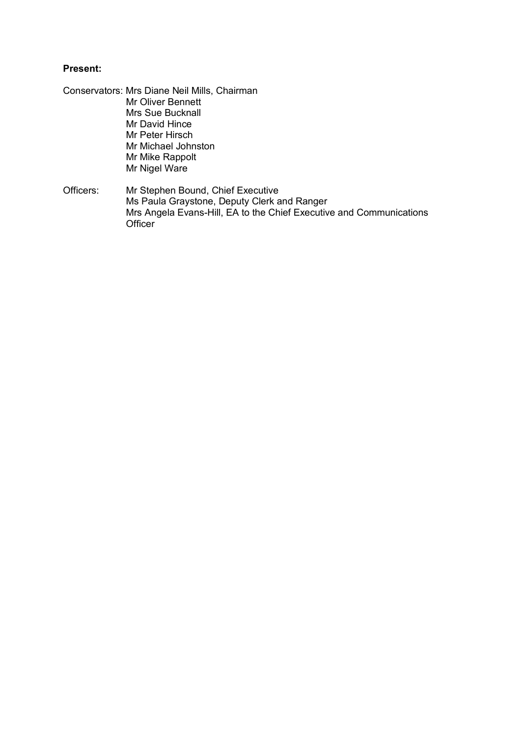**Present:**

Conservators: Mrs Diane Neil Mills, Chairman
Mr Oliver Bennett
Mrs Sue Bucknall
Mr David Hince
Mr Peter Hirsch
Mr Michael Johnston
Mr Mike Rappolt
Mr Nigel Ware

Officers: Mr Stephen Bound, Chief Executive
Ms Paula Graystone, Deputy Clerk and Ranger
Mrs Angela Evans-Hill, EA to the Chief Executive and Communications Officer